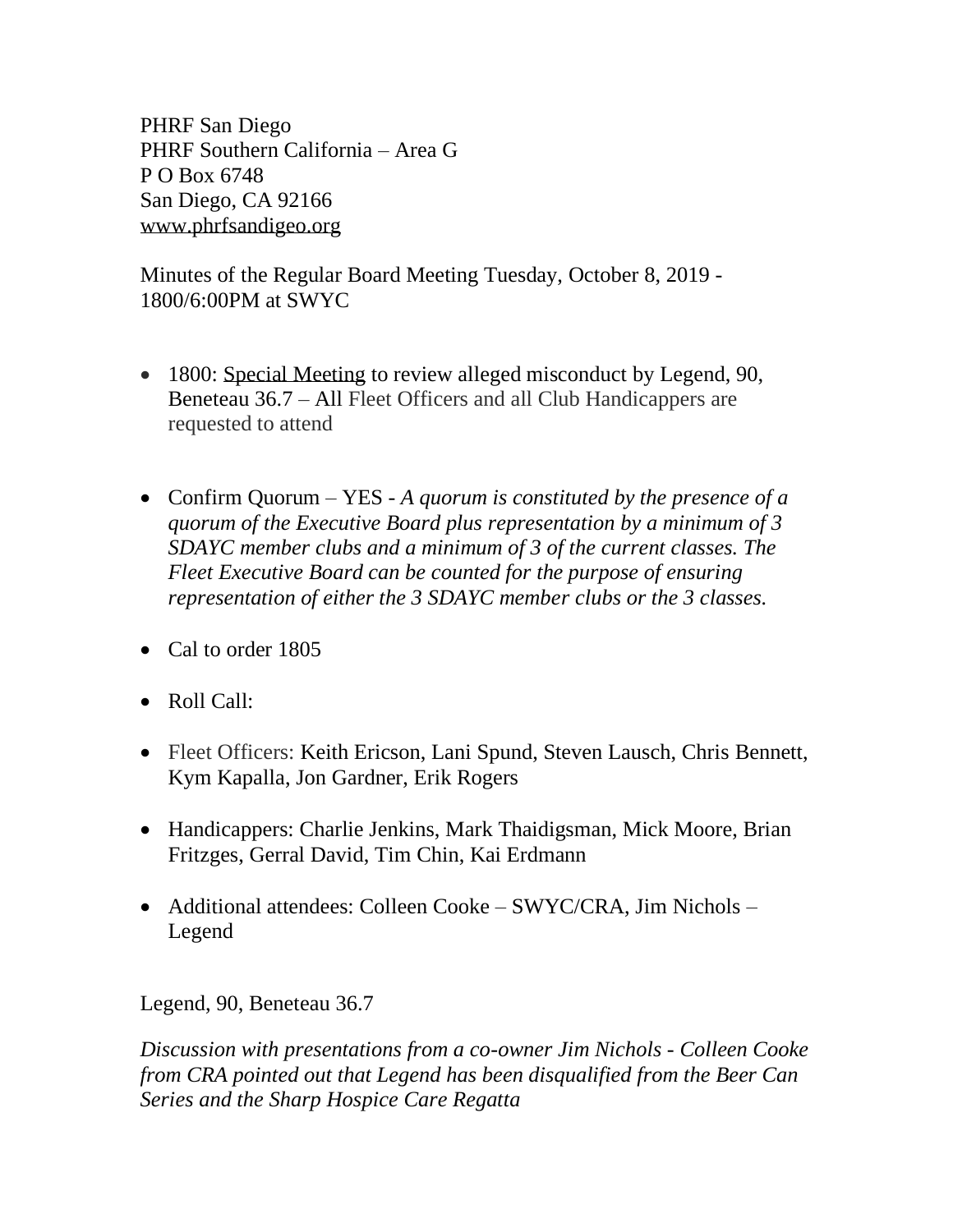PHRF San Diego  
PHRF Southern California – Area G  
P O Box 6748  
San Diego, CA 92166  
www.phrfsandigeo.org

Minutes of the Regular Board Meeting Tuesday, October 8, 2019 - 1800/6:00PM at SWYC

- 1800: Special Meeting to review alleged misconduct by Legend, 90, Beneteau 36.7 – All Fleet Officers and all Club Handicappers are requested to attend

- Confirm Quorum – YES - *A quorum is constituted by the presence of a quorum of the Executive Board plus representation by a minimum of 3 SDAYC member clubs and a minimum of 3 of the current classes. The Fleet Executive Board can be counted for the purpose of ensuring representation of either the 3 SDAYC member clubs or the 3 classes.*

- Cal to order 1805

- Roll Call:

- Fleet Officers: Keith Ericson, Lani Spund, Steven Lausch, Chris Bennett, Kym Kapalla, Jon Gardner, Erik Rogers

- Handicappers: Charlie Jenkins, Mark Thaidigsman, Mick Moore, Brian Fritzges, Gerral David, Tim Chin, Kai Erdmann

- Additional attendees: Colleen Cooke – SWYC/CRA, Jim Nichols – Legend

Legend, 90, Beneteau 36.7

*Discussion with presentations from a co-owner Jim Nichols - Colleen Cooke from CRA pointed out that Legend has been disqualified from the Beer Can Series and the Sharp Hospice Care Regatta*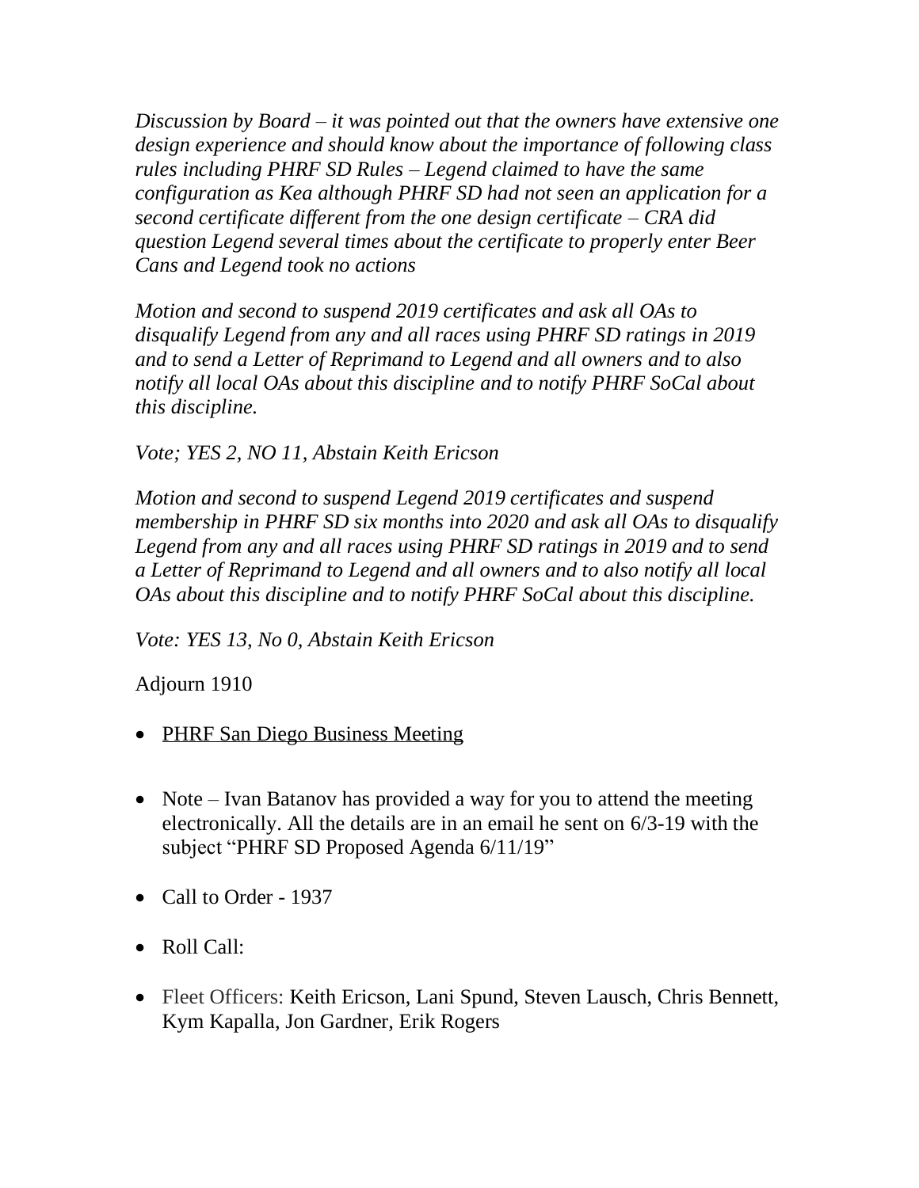*Discussion by Board – it was pointed out that the owners have extensive one design experience and should know about the importance of following class rules including PHRF SD Rules – Legend claimed to have the same configuration as Kea although PHRF SD had not seen an application for a second certificate different from the one design certificate – CRA did question Legend several times about the certificate to properly enter Beer Cans and Legend took no actions*

*Motion and second to suspend 2019 certificates and ask all OAs to disqualify Legend from any and all races using PHRF SD ratings in 2019 and to send a Letter of Reprimand to Legend and all owners and to also notify all local OAs about this discipline and to notify PHRF SoCal about this discipline.*

*Vote; YES 2, NO 11, Abstain Keith Ericson*

*Motion and second to suspend Legend 2019 certificates and suspend membership in PHRF SD six months into 2020 and ask all OAs to disqualify Legend from any and all races using PHRF SD ratings in 2019 and to send a Letter of Reprimand to Legend and all owners and to also notify all local OAs about this discipline and to notify PHRF SoCal about this discipline.*

*Vote: YES 13, No 0, Abstain Keith Ericson*

Adjourn 1910

- <u>PHRF San Diego Business Meeting</u>

- Note – Ivan Batanov has provided a way for you to attend the meeting electronically. All the details are in an email he sent on 6/3-19 with the subject "PHRF SD Proposed Agenda 6/11/19"

- Call to Order - 1937

- Roll Call:

- Fleet Officers: Keith Ericson, Lani Spund, Steven Lausch, Chris Bennett, Kym Kapalla, Jon Gardner, Erik Rogers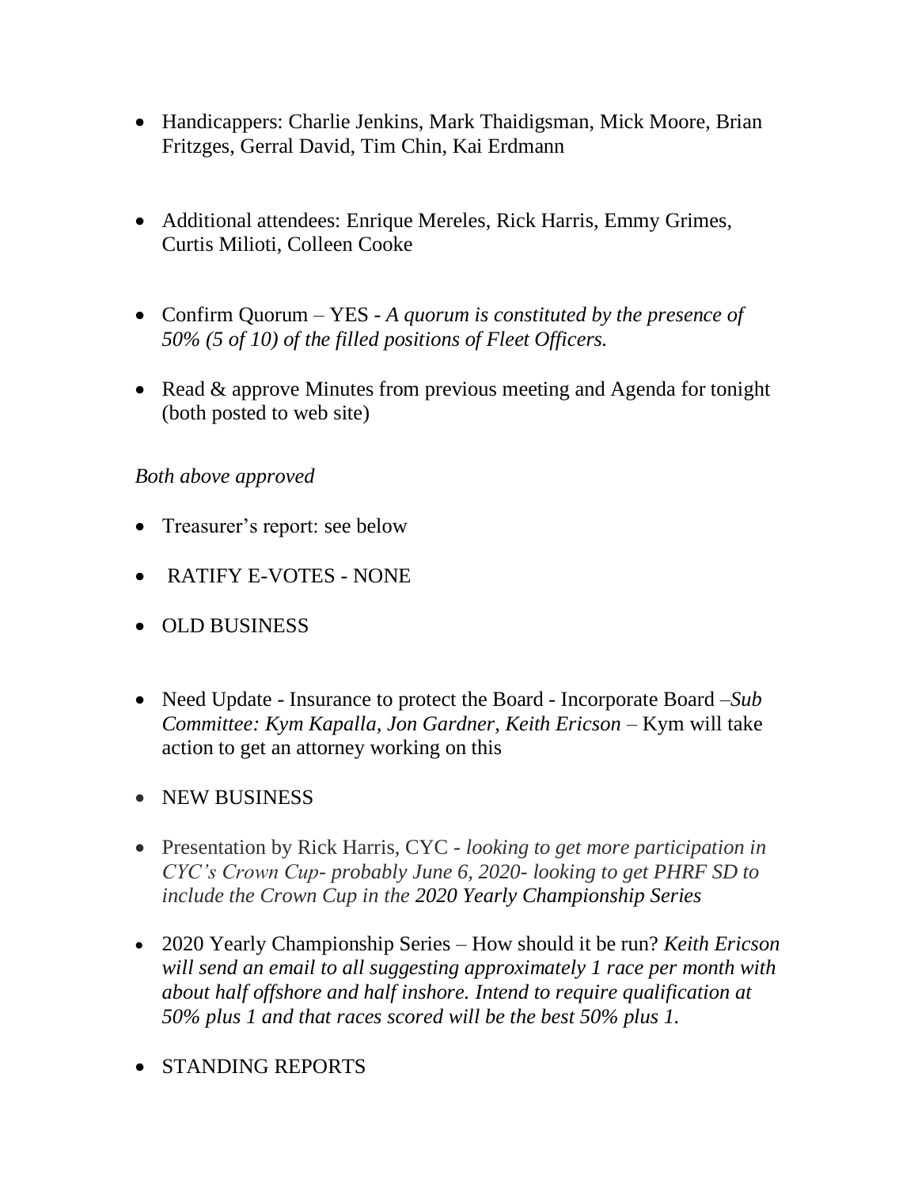- Handicappers: Charlie Jenkins, Mark Thaidigsman, Mick Moore, Brian Fritzges, Gerral David, Tim Chin, Kai Erdmann

- Additional attendees: Enrique Mereles, Rick Harris, Emmy Grimes, Curtis Milioti, Colleen Cooke

- Confirm Quorum – YES - *A quorum is constituted by the presence of 50% (5 of 10) of the filled positions of Fleet Officers.*

- Read & approve Minutes from previous meeting and Agenda for tonight (both posted to web site)

*Both above approved*

- Treasurer's report: see below

- RATIFY E-VOTES - NONE

- OLD BUSINESS

- Need Update - Insurance to protect the Board - Incorporate Board –*Sub Committee: Kym Kapalla, Jon Gardner, Keith Ericson* – Kym will take action to get an attorney working on this

- NEW BUSINESS

- Presentation by Rick Harris, CYC - *looking to get more participation in CYC's Crown Cup- probably June 6, 2020- looking to get PHRF SD to include the Crown Cup in the 2020 Yearly Championship Series*

- 2020 Yearly Championship Series – How should it be run? *Keith Ericson will send an email to all suggesting approximately 1 race per month with about half offshore and half inshore. Intend to require qualification at 50% plus 1 and that races scored will be the best 50% plus 1.*

- STANDING REPORTS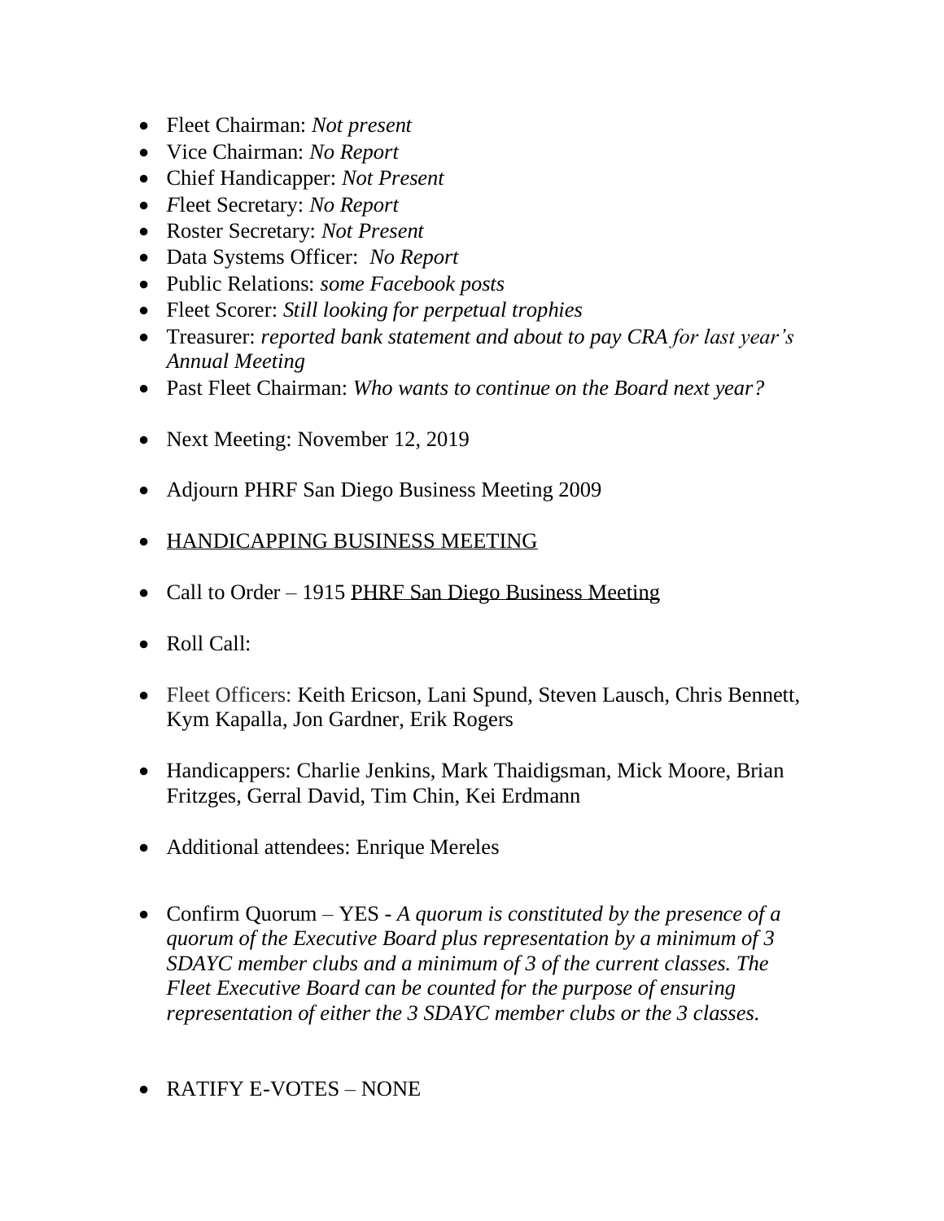- Fleet Chairman: *Not present*
- Vice Chairman: *No Report*
- Chief Handicapper: *Not Present*
- *F*leet Secretary: *No Report*
- Roster Secretary: *Not Present*
- Data Systems Officer: *No Report*
- Public Relations: *some Facebook posts*
- Fleet Scorer: *Still looking for perpetual trophies*
- Treasurer: *reported bank statement and about to pay CRA for last year's Annual Meeting*
- Past Fleet Chairman: *Who wants to continue on the Board next year?*

- Next Meeting: November 12, 2019

- Adjourn PHRF San Diego Business Meeting 2009

- <u>HANDICAPPING BUSINESS MEETING</u>

- Call to Order – 1915 <u>PHRF San Diego Business Meeting</u>

- Roll Call:

- Fleet Officers: Keith Ericson, Lani Spund, Steven Lausch, Chris Bennett, Kym Kapalla, Jon Gardner, Erik Rogers

- Handicappers: Charlie Jenkins, Mark Thaidigsman, Mick Moore, Brian Fritzges, Gerral David, Tim Chin, Kei Erdmann

- Additional attendees: Enrique Mereles

- Confirm Quorum – YES - *A quorum is constituted by the presence of a quorum of the Executive Board plus representation by a minimum of 3 SDAYC member clubs and a minimum of 3 of the current classes. The Fleet Executive Board can be counted for the purpose of ensuring representation of either the 3 SDAYC member clubs or the 3 classes.*

- RATIFY E-VOTES – NONE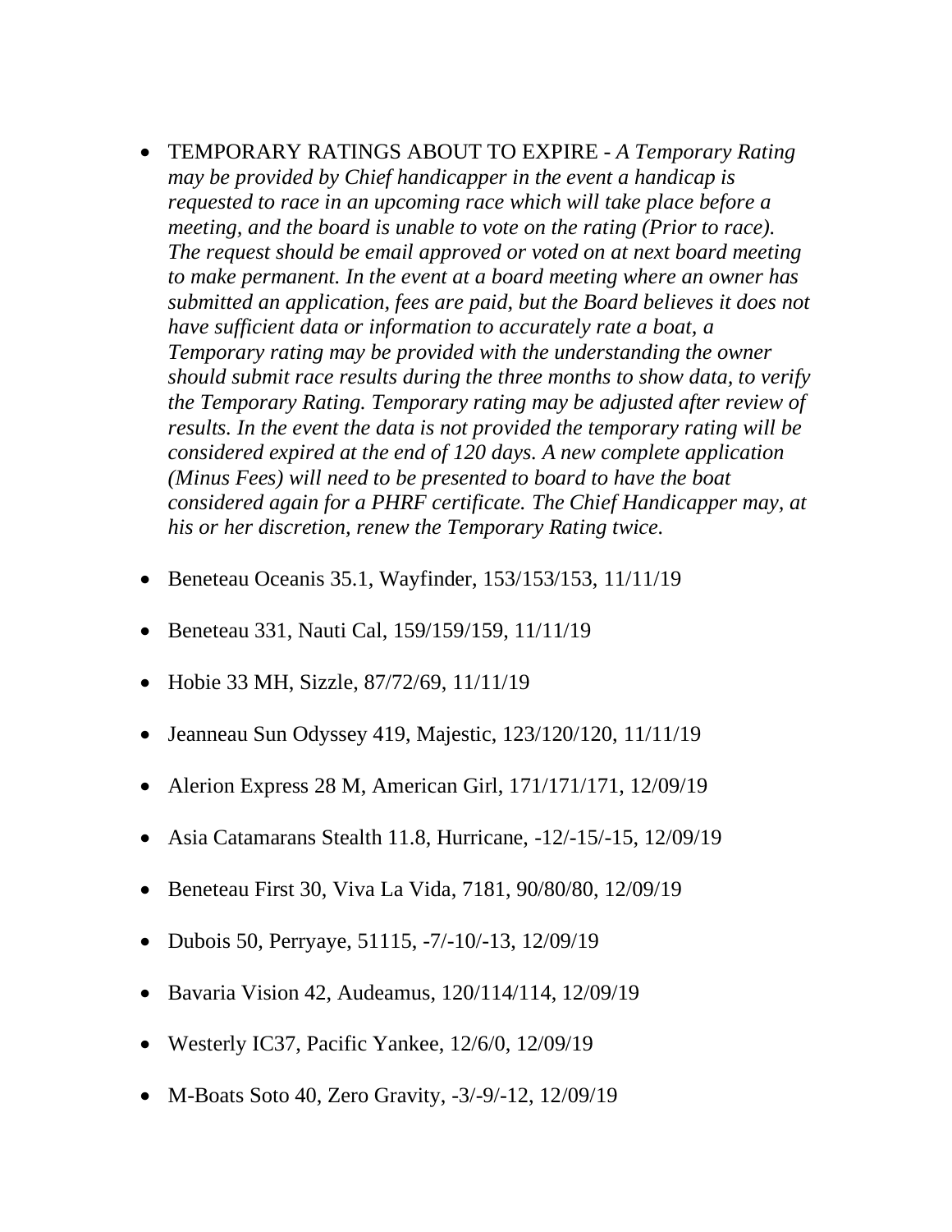- TEMPORARY RATINGS ABOUT TO EXPIRE - *A Temporary Rating may be provided by Chief handicapper in the event a handicap is requested to race in an upcoming race which will take place before a meeting, and the board is unable to vote on the rating (Prior to race). The request should be email approved or voted on at next board meeting to make permanent. In the event at a board meeting where an owner has submitted an application, fees are paid, but the Board believes it does not have sufficient data or information to accurately rate a boat, a Temporary rating may be provided with the understanding the owner should submit race results during the three months to show data, to verify the Temporary Rating. Temporary rating may be adjusted after review of results. In the event the data is not provided the temporary rating will be considered expired at the end of 120 days. A new complete application (Minus Fees) will need to be presented to board to have the boat considered again for a PHRF certificate. The Chief Handicapper may, at his or her discretion, renew the Temporary Rating twice.*
- Beneteau Oceanis 35.1, Wayfinder, 153/153/153, 11/11/19
- Beneteau 331, Nauti Cal, 159/159/159, 11/11/19
- Hobie 33 MH, Sizzle, 87/72/69, 11/11/19
- Jeanneau Sun Odyssey 419, Majestic, 123/120/120, 11/11/19
- Alerion Express 28 M, American Girl, 171/171/171, 12/09/19
- Asia Catamarans Stealth 11.8, Hurricane, -12/-15/-15, 12/09/19
- Beneteau First 30, Viva La Vida, 7181, 90/80/80, 12/09/19
- Dubois 50, Perryaye, 51115, -7/-10/-13, 12/09/19
- Bavaria Vision 42, Audeamus, 120/114/114, 12/09/19
- Westerly IC37, Pacific Yankee, 12/6/0, 12/09/19
- M-Boats Soto 40, Zero Gravity, -3/-9/-12, 12/09/19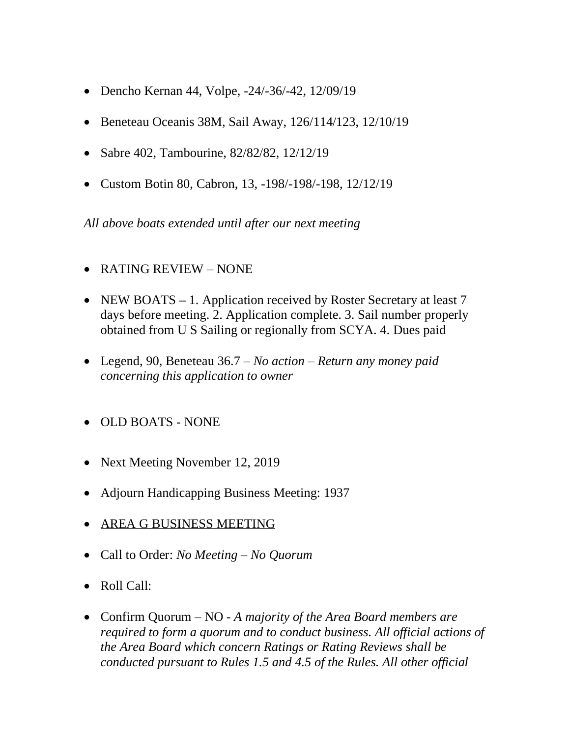- Dencho Kernan 44, Volpe, -24/-36/-42, 12/09/19
- Beneteau Oceanis 38M, Sail Away, 126/114/123, 12/10/19
- Sabre 402, Tambourine, 82/82/82, 12/12/19
- Custom Botin 80, Cabron, 13, -198/-198/-198, 12/12/19

*All above boats extended until after our next meeting*

- RATING REVIEW – NONE
- NEW BOATS **–** 1. Application received by Roster Secretary at least 7 days before meeting. 2. Application complete. 3. Sail number properly obtained from U S Sailing or regionally from SCYA. 4. Dues paid
- Legend, 90, Beneteau 36.7 – *No action – Return any money paid concerning this application to owner*
- OLD BOATS - NONE
- Next Meeting November 12, 2019
- Adjourn Handicapping Business Meeting: 1937
- <u>AREA G BUSINESS MEETING</u>
- Call to Order: *No Meeting – No Quorum*
- Roll Call:
- Confirm Quorum – NO - *A majority of the Area Board members are required to form a quorum and to conduct business. All official actions of the Area Board which concern Ratings or Rating Reviews shall be conducted pursuant to Rules 1.5 and 4.5 of the Rules. All other official*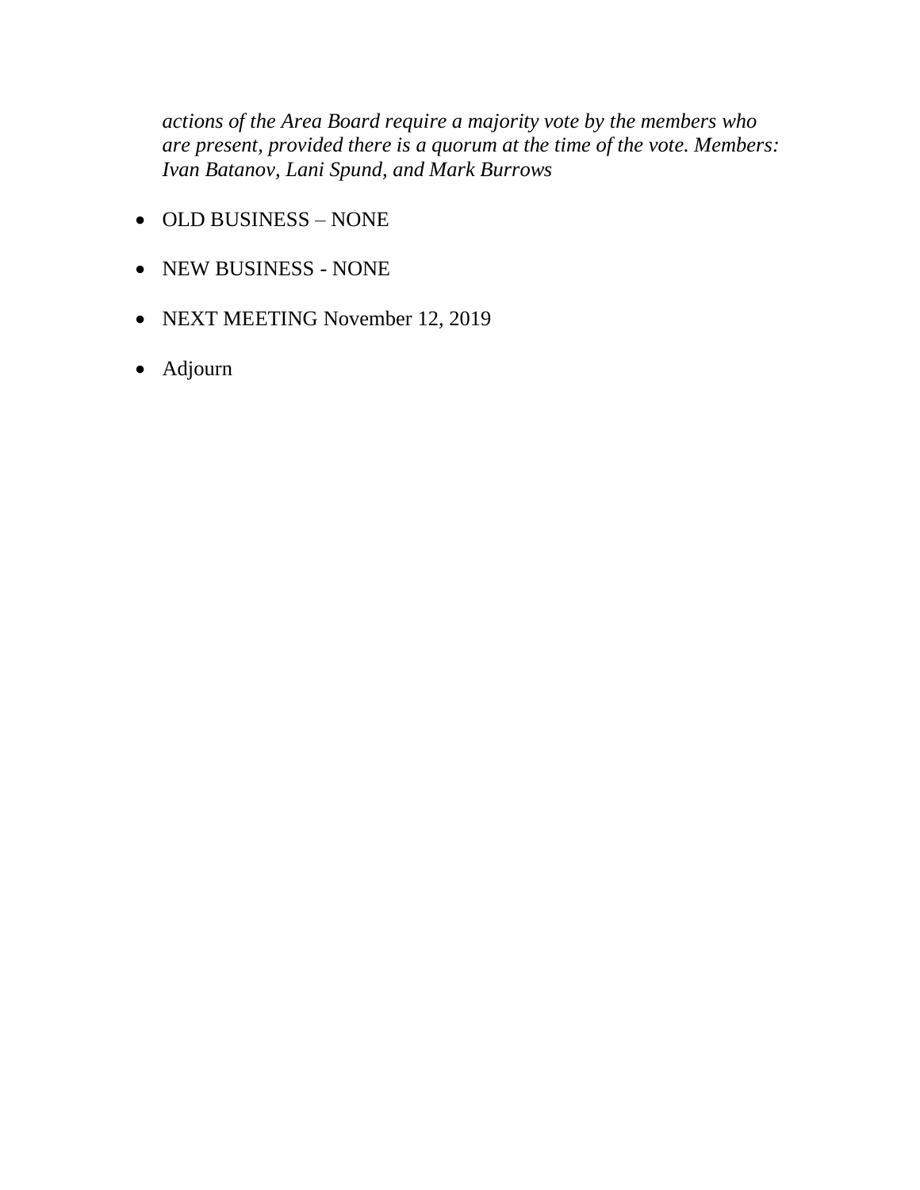*actions of the Area Board require a majority vote by the members who are present, provided there is a quorum at the time of the vote. Members: Ivan Batanov, Lani Spund, and Mark Burrows*

- OLD BUSINESS – NONE
- NEW BUSINESS - NONE
- NEXT MEETING November 12, 2019
- Adjourn